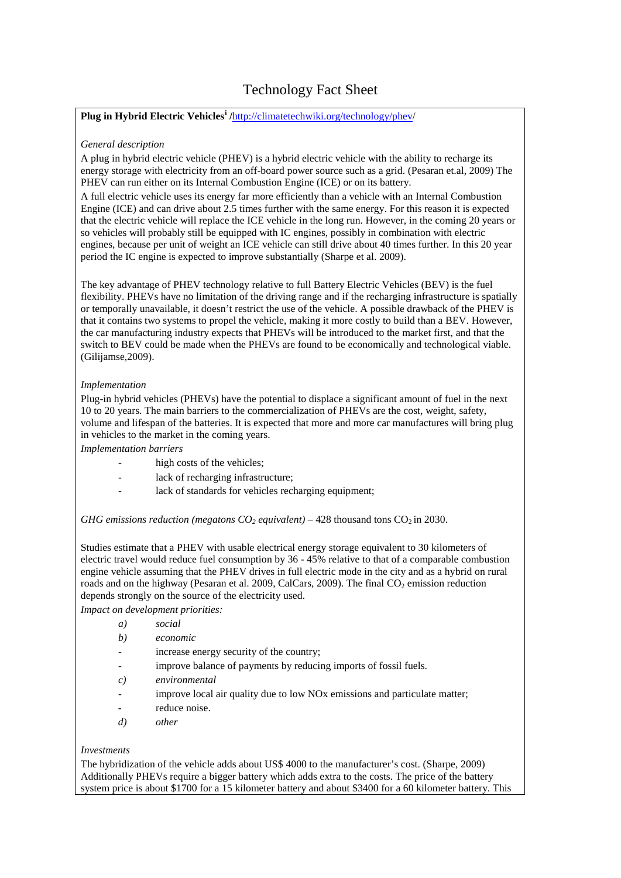# Technology Fact Sheet

**Plug in Hybrid Electric Vehicles[i] /**http://climatetechwiki.org/technology/phev/

*General description*

A plug in hybrid electric vehicle (PHEV) is a hybrid electric vehicle with the ability to recharge its energy storage with electricity from an off-board power source such as a grid. (Pesaran et.al, 2009) The PHEV can run either on its Internal Combustion Engine (ICE) or on its battery.

A full electric vehicle uses its energy far more efficiently than a vehicle with an Internal Combustion Engine (ICE) and can drive about 2.5 times further with the same energy. For this reason it is expected that the electric vehicle will replace the ICE vehicle in the long run. However, in the coming 20 years or so vehicles will probably still be equipped with IC engines, possibly in combination with electric engines, because per unit of weight an ICE vehicle can still drive about 40 times further. In this 20 year period the IC engine is expected to improve substantially (Sharpe et al. 2009).

The key advantage of PHEV technology relative to full Battery Electric Vehicles (BEV) is the fuel flexibility. PHEVs have no limitation of the driving range and if the recharging infrastructure is spatially or temporally unavailable, it doesn't restrict the use of the vehicle. A possible drawback of the PHEV is that it contains two systems to propel the vehicle, making it more costly to build than a BEV. However, the car manufacturing industry expects that PHEVs will be introduced to the market first, and that the switch to BEV could be made when the PHEVs are found to be economically and technological viable. (Gilijamse,2009).

*Implementation*

Plug-in hybrid vehicles (PHEVs) have the potential to displace a significant amount of fuel in the next 10 to 20 years. The main barriers to the commercialization of PHEVs are the cost, weight, safety, volume and lifespan of the batteries. It is expected that more and more car manufactures will bring plug in vehicles to the market in the coming years.

*Implementation barriers*

- high costs of the vehicles;
- lack of recharging infrastructure;
- lack of standards for vehicles recharging equipment;

*GHG emissions reduction (megatons $CO_2$ equivalent)* – 428 thousand tons $CO_2$ in 2030.

Studies estimate that a PHEV with usable electrical energy storage equivalent to 30 kilometers of electric travel would reduce fuel consumption by 36 - 45% relative to that of a comparable combustion engine vehicle assuming that the PHEV drives in full electric mode in the city and as a hybrid on rural roads and on the highway (Pesaran et al. 2009, CalCars, 2009). The final $CO_2$ emission reduction depends strongly on the source of the electricity used.

*Impact on development priorities:*

a) *social*

b) *economic*

- increase energy security of the country;
- improve balance of payments by reducing imports of fossil fuels.

c) *environmental*

- improve local air quality due to low NOx emissions and particulate matter;
- reduce noise.

d) *other*

*Investments*

The hybridization of the vehicle adds about US$ 4000 to the manufacturer's cost. (Sharpe, 2009) Additionally PHEVs require a bigger battery which adds extra to the costs. The price of the battery system price is about $1700 for a 15 kilometer battery and about $3400 for a 60 kilometer battery. This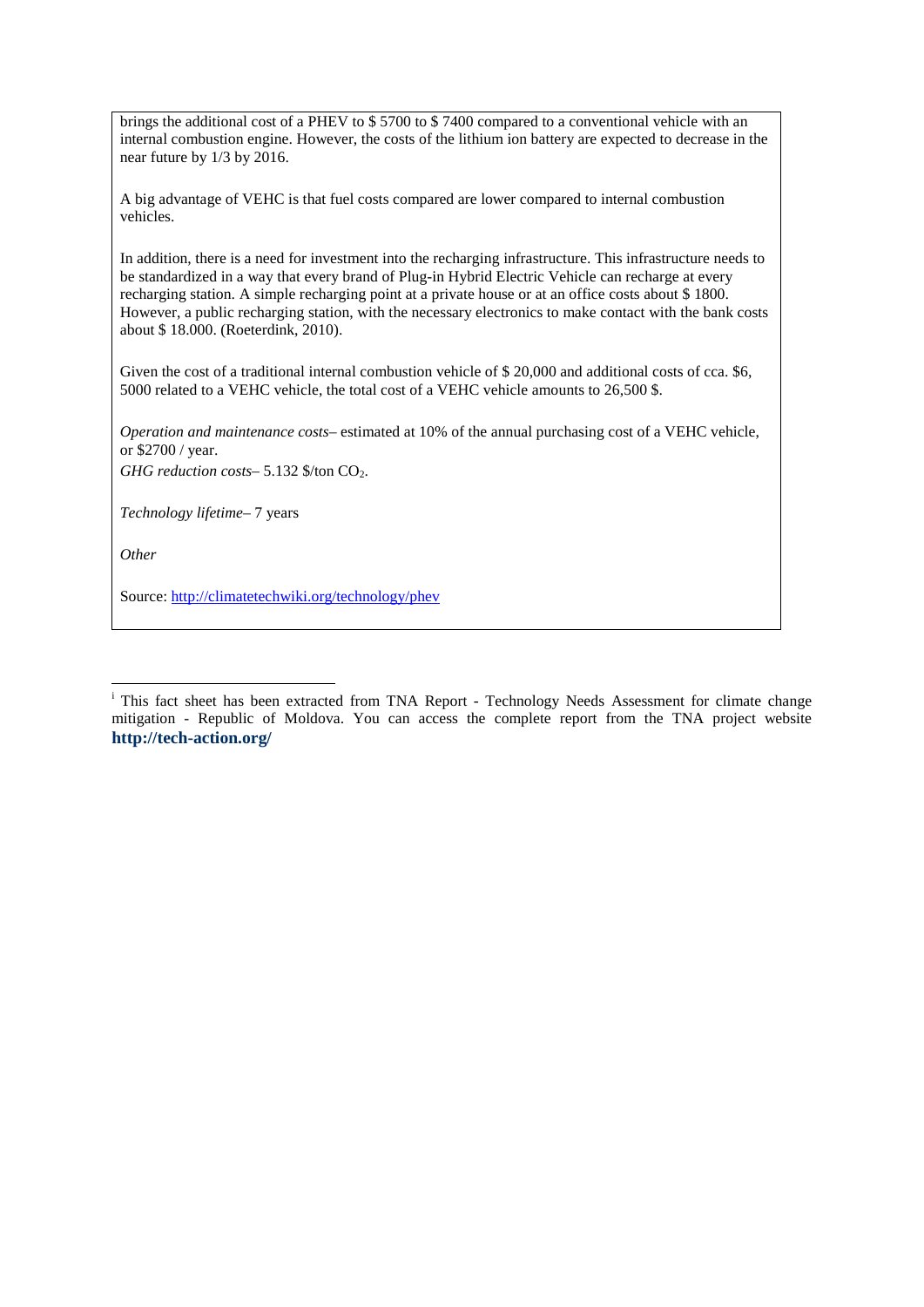brings the additional cost of a PHEV to $ 5700 to $ 7400 compared to a conventional vehicle with an internal combustion engine. However, the costs of the lithium ion battery are expected to decrease in the near future by 1/3 by 2016.

A big advantage of VEHC is that fuel costs compared are lower compared to internal combustion vehicles.

In addition, there is a need for investment into the recharging infrastructure. This infrastructure needs to be standardized in a way that every brand of Plug-in Hybrid Electric Vehicle can recharge at every recharging station. A simple recharging point at a private house or at an office costs about $ 1800. However, a public recharging station, with the necessary electronics to make contact with the bank costs about $ 18.000. (Roeterdink, 2010).

Given the cost of a traditional internal combustion vehicle of $ 20,000 and additional costs of cca. $6, 5000 related to a VEHC vehicle, the total cost of a VEHC vehicle amounts to 26,500 $.

*Operation and maintenance costs*– estimated at 10% of the annual purchasing cost of a VEHC vehicle, or $2700 / year.

*GHG reduction costs*– 5.132 $/ton $CO_2$.

*Technology lifetime*– 7 years

*Other*

Source: http://climatetechwiki.org/technology/phev

---

[i] This fact sheet has been extracted from TNA Report - Technology Needs Assessment for climate change mitigation - Republic of Moldova. You can access the complete report from the TNA project website **http://tech-action.org/**